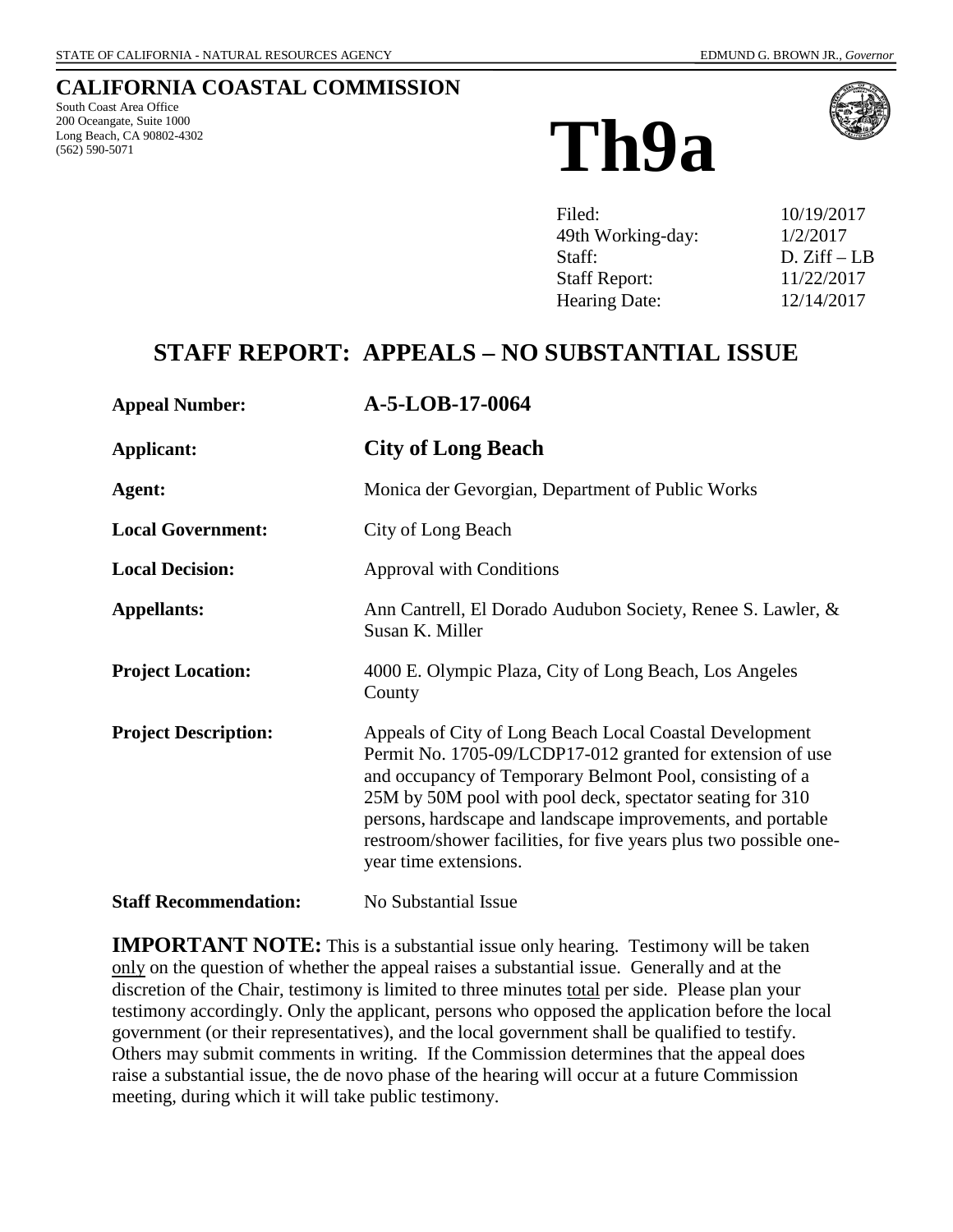STATE OF CALIFORNIA - NATURAL RESOURCES AGENCY EDMUND G. BROWN JR., *Governor*

# CALIFORNIA COASTAL COMMISSION

South Coast Area Office
200 Oceangate, Suite 1000
Long Beach, CA 90802-4302
(562) 590-5071

# Th9a

| | |
|---|---|
| Filed: | 10/19/2017 |
| 49th Working-day: | 1/2/2017 |
| Staff: | D. Ziff – LB |
| Staff Report: | 11/22/2017 |
| Hearing Date: | 12/14/2017 |

## STAFF REPORT: APPEALS – NO SUBSTANTIAL ISSUE

**Appeal Number:** **A-5-LOB-17-0064**

**Applicant:** **City of Long Beach**

**Agent:** Monica der Gevorgian, Department of Public Works

**Local Government:** City of Long Beach

**Local Decision:** Approval with Conditions

**Appellants:** Ann Cantrell, El Dorado Audubon Society, Renee S. Lawler, & Susan K. Miller

**Project Location:** 4000 E. Olympic Plaza, City of Long Beach, Los Angeles County

**Project Description:** Appeals of City of Long Beach Local Coastal Development Permit No. 1705-09/LCDP17-012 granted for extension of use and occupancy of Temporary Belmont Pool, consisting of a 25M by 50M pool with pool deck, spectator seating for 310 persons, hardscape and landscape improvements, and portable restroom/shower facilities, for five years plus two possible one-year time extensions.

**Staff Recommendation:** No Substantial Issue

**IMPORTANT NOTE:** This is a substantial issue only hearing. Testimony will be taken only on the question of whether the appeal raises a substantial issue. Generally and at the discretion of the Chair, testimony is limited to three minutes total per side. Please plan your testimony accordingly. Only the applicant, persons who opposed the application before the local government (or their representatives), and the local government shall be qualified to testify. Others may submit comments in writing. If the Commission determines that the appeal does raise a substantial issue, the de novo phase of the hearing will occur at a future Commission meeting, during which it will take public testimony.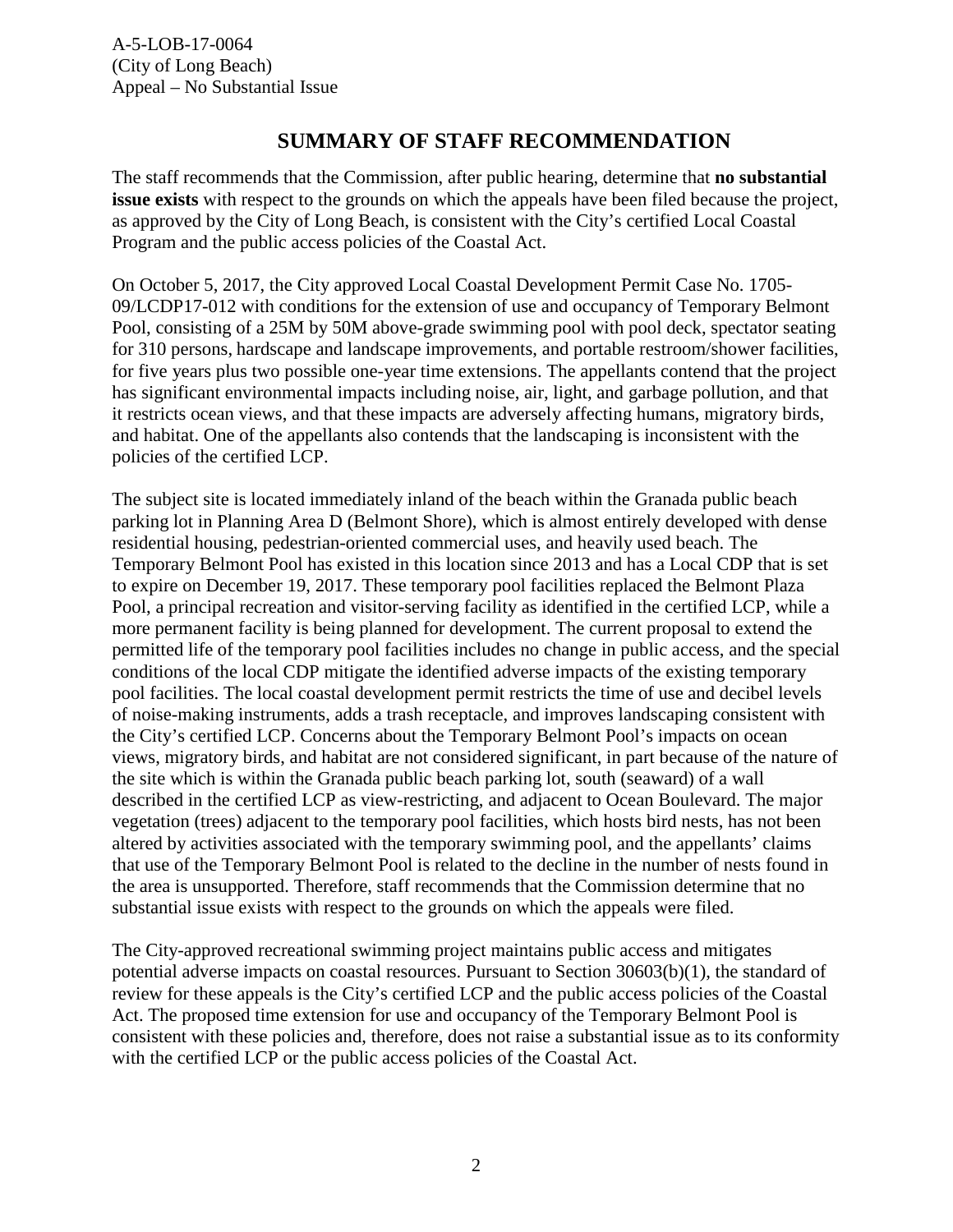# SUMMARY OF STAFF RECOMMENDATION

The staff recommends that the Commission, after public hearing, determine that **no substantial issue exists** with respect to the grounds on which the appeals have been filed because the project, as approved by the City of Long Beach, is consistent with the City's certified Local Coastal Program and the public access policies of the Coastal Act.

On October 5, 2017, the City approved Local Coastal Development Permit Case No. 1705-09/LCDP17-012 with conditions for the extension of use and occupancy of Temporary Belmont Pool, consisting of a 25M by 50M above-grade swimming pool with pool deck, spectator seating for 310 persons, hardscape and landscape improvements, and portable restroom/shower facilities, for five years plus two possible one-year time extensions. The appellants contend that the project has significant environmental impacts including noise, air, light, and garbage pollution, and that it restricts ocean views, and that these impacts are adversely affecting humans, migratory birds, and habitat. One of the appellants also contends that the landscaping is inconsistent with the policies of the certified LCP.

The subject site is located immediately inland of the beach within the Granada public beach parking lot in Planning Area D (Belmont Shore), which is almost entirely developed with dense residential housing, pedestrian-oriented commercial uses, and heavily used beach. The Temporary Belmont Pool has existed in this location since 2013 and has a Local CDP that is set to expire on December 19, 2017. These temporary pool facilities replaced the Belmont Plaza Pool, a principal recreation and visitor-serving facility as identified in the certified LCP, while a more permanent facility is being planned for development. The current proposal to extend the permitted life of the temporary pool facilities includes no change in public access, and the special conditions of the local CDP mitigate the identified adverse impacts of the existing temporary pool facilities. The local coastal development permit restricts the time of use and decibel levels of noise-making instruments, adds a trash receptacle, and improves landscaping consistent with the City's certified LCP. Concerns about the Temporary Belmont Pool's impacts on ocean views, migratory birds, and habitat are not considered significant, in part because of the nature of the site which is within the Granada public beach parking lot, south (seaward) of a wall described in the certified LCP as view-restricting, and adjacent to Ocean Boulevard. The major vegetation (trees) adjacent to the temporary pool facilities, which hosts bird nests, has not been altered by activities associated with the temporary swimming pool, and the appellants' claims that use of the Temporary Belmont Pool is related to the decline in the number of nests found in the area is unsupported. Therefore, staff recommends that the Commission determine that no substantial issue exists with respect to the grounds on which the appeals were filed.

The City-approved recreational swimming project maintains public access and mitigates potential adverse impacts on coastal resources. Pursuant to Section 30603(b)(1), the standard of review for these appeals is the City's certified LCP and the public access policies of the Coastal Act. The proposed time extension for use and occupancy of the Temporary Belmont Pool is consistent with these policies and, therefore, does not raise a substantial issue as to its conformity with the certified LCP or the public access policies of the Coastal Act.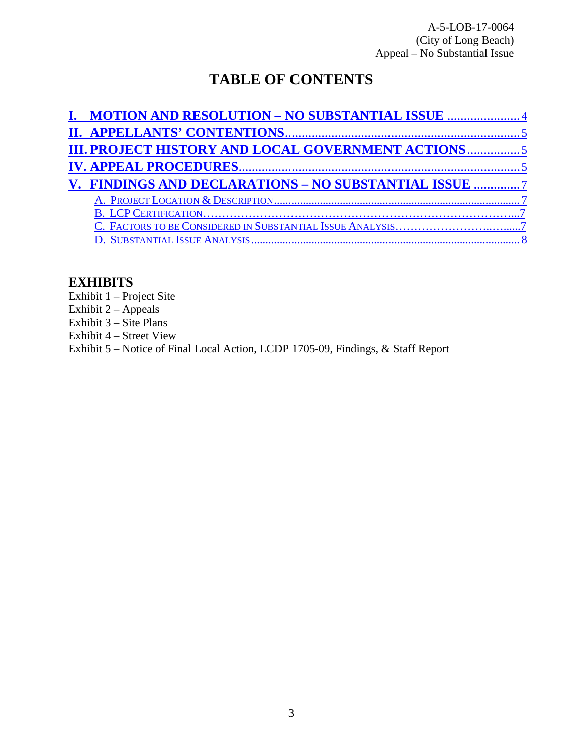A-5-LOB-17-0064
(City of Long Beach)
Appeal – No Substantial Issue

# TABLE OF CONTENTS

- **I. MOTION AND RESOLUTION – NO SUBSTANTIAL ISSUE** ..................... 4
- **II. APPELLANTS' CONTENTIONS** ..................... 5
- **III. PROJECT HISTORY AND LOCAL GOVERNMENT ACTIONS** ..................... 5
- **IV. APPEAL PROCEDURES** ..................... 5
- **V. FINDINGS AND DECLARATIONS – NO SUBSTANTIAL ISSUE** ..................... 7
  - A. Project Location & Description ..................... 7
  - B. LCP Certification ..................... 7
  - C. Factors to be Considered in Substantial Issue Analysis ..................... 7
  - D. Substantial Issue Analysis ..................... 8

## EXHIBITS

Exhibit 1 – Project Site
Exhibit 2 – Appeals
Exhibit 3 – Site Plans
Exhibit 4 – Street View
Exhibit 5 – Notice of Final Local Action, LCDP 1705-09, Findings, & Staff Report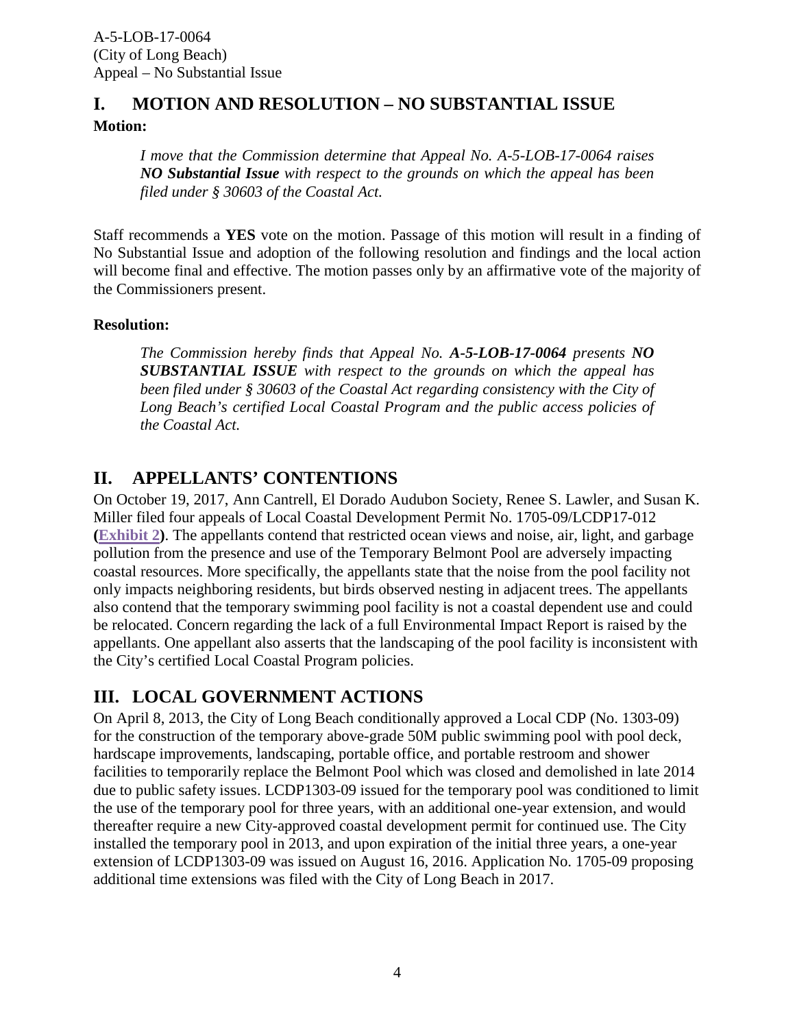## I. MOTION AND RESOLUTION – NO SUBSTANTIAL ISSUE

**Motion:**

> *I move that the Commission determine that Appeal No. A-5-LOB-17-0064 raises **NO Substantial Issue** with respect to the grounds on which the appeal has been filed under § 30603 of the Coastal Act.*

Staff recommends a **YES** vote on the motion. Passage of this motion will result in a finding of No Substantial Issue and adoption of the following resolution and findings and the local action will become final and effective. The motion passes only by an affirmative vote of the majority of the Commissioners present.

**Resolution:**

> *The Commission hereby finds that Appeal No. **A-5-LOB-17-0064** presents **NO SUBSTANTIAL ISSUE** with respect to the grounds on which the appeal has been filed under § 30603 of the Coastal Act regarding consistency with the City of Long Beach's certified Local Coastal Program and the public access policies of the Coastal Act.*

## II. APPELLANTS' CONTENTIONS

On October 19, 2017, Ann Cantrell, El Dorado Audubon Society, Renee S. Lawler, and Susan K. Miller filed four appeals of Local Coastal Development Permit No. 1705-09/LCDP17-012 (**Exhibit 2**). The appellants contend that restricted ocean views and noise, air, light, and garbage pollution from the presence and use of the Temporary Belmont Pool are adversely impacting coastal resources. More specifically, the appellants state that the noise from the pool facility not only impacts neighboring residents, but birds observed nesting in adjacent trees. The appellants also contend that the temporary swimming pool facility is not a coastal dependent use and could be relocated. Concern regarding the lack of a full Environmental Impact Report is raised by the appellants. One appellant also asserts that the landscaping of the pool facility is inconsistent with the City's certified Local Coastal Program policies.

## III. LOCAL GOVERNMENT ACTIONS

On April 8, 2013, the City of Long Beach conditionally approved a Local CDP (No. 1303-09) for the construction of the temporary above-grade 50M public swimming pool with pool deck, hardscape improvements, landscaping, portable office, and portable restroom and shower facilities to temporarily replace the Belmont Pool which was closed and demolished in late 2014 due to public safety issues. LCDP1303-09 issued for the temporary pool was conditioned to limit the use of the temporary pool for three years, with an additional one-year extension, and would thereafter require a new City-approved coastal development permit for continued use. The City installed the temporary pool in 2013, and upon expiration of the initial three years, a one-year extension of LCDP1303-09 was issued on August 16, 2016. Application No. 1705-09 proposing additional time extensions was filed with the City of Long Beach in 2017.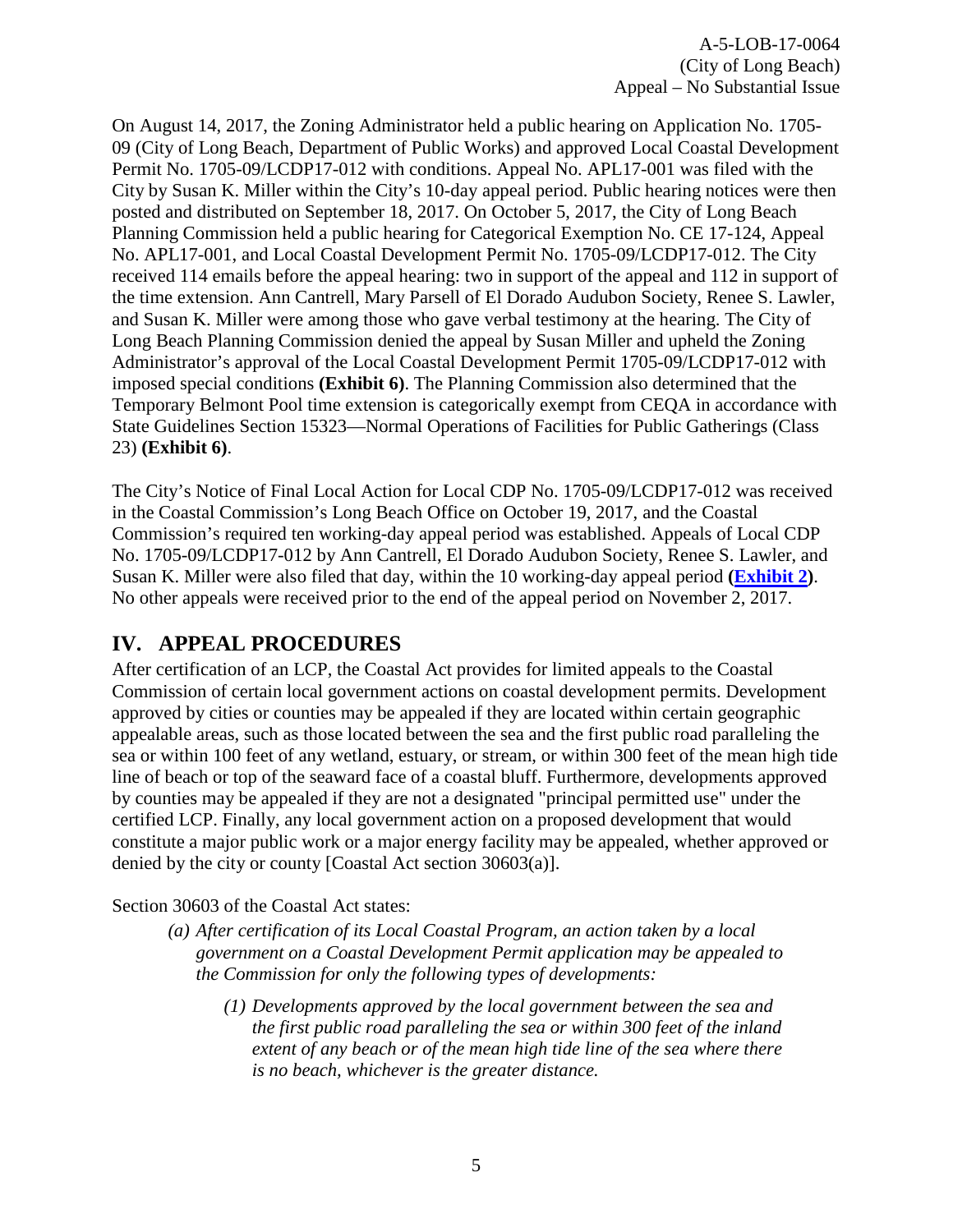On August 14, 2017, the Zoning Administrator held a public hearing on Application No. 1705-09 (City of Long Beach, Department of Public Works) and approved Local Coastal Development Permit No. 1705-09/LCDP17-012 with conditions. Appeal No. APL17-001 was filed with the City by Susan K. Miller within the City's 10-day appeal period. Public hearing notices were then posted and distributed on September 18, 2017. On October 5, 2017, the City of Long Beach Planning Commission held a public hearing for Categorical Exemption No. CE 17-124, Appeal No. APL17-001, and Local Coastal Development Permit No. 1705-09/LCDP17-012. The City received 114 emails before the appeal hearing: two in support of the appeal and 112 in support of the time extension. Ann Cantrell, Mary Parsell of El Dorado Audubon Society, Renee S. Lawler, and Susan K. Miller were among those who gave verbal testimony at the hearing. The City of Long Beach Planning Commission denied the appeal by Susan Miller and upheld the Zoning Administrator's approval of the Local Coastal Development Permit 1705-09/LCDP17-012 with imposed special conditions **(Exhibit 6)**. The Planning Commission also determined that the Temporary Belmont Pool time extension is categorically exempt from CEQA in accordance with State Guidelines Section 15323—Normal Operations of Facilities for Public Gatherings (Class 23) **(Exhibit 6)**.

The City's Notice of Final Local Action for Local CDP No. 1705-09/LCDP17-012 was received in the Coastal Commission's Long Beach Office on October 19, 2017, and the Coastal Commission's required ten working-day appeal period was established. Appeals of Local CDP No. 1705-09/LCDP17-012 by Ann Cantrell, El Dorado Audubon Society, Renee S. Lawler, and Susan K. Miller were also filed that day, within the 10 working-day appeal period **(Exhibit 2)**. No other appeals were received prior to the end of the appeal period on November 2, 2017.

## IV. APPEAL PROCEDURES

After certification of an LCP, the Coastal Act provides for limited appeals to the Coastal Commission of certain local government actions on coastal development permits. Development approved by cities or counties may be appealed if they are located within certain geographic appealable areas, such as those located between the sea and the first public road paralleling the sea or within 100 feet of any wetland, estuary, or stream, or within 300 feet of the mean high tide line of beach or top of the seaward face of a coastal bluff. Furthermore, developments approved by counties may be appealed if they are not a designated "principal permitted use" under the certified LCP. Finally, any local government action on a proposed development that would constitute a major public work or a major energy facility may be appealed, whether approved or denied by the city or county [Coastal Act section 30603(a)].

Section 30603 of the Coastal Act states:

> *(a) After certification of its Local Coastal Program, an action taken by a local government on a Coastal Development Permit application may be appealed to the Commission for only the following types of developments:*
>
> > *(1) Developments approved by the local government between the sea and the first public road paralleling the sea or within 300 feet of the inland extent of any beach or of the mean high tide line of the sea where there is no beach, whichever is the greater distance.*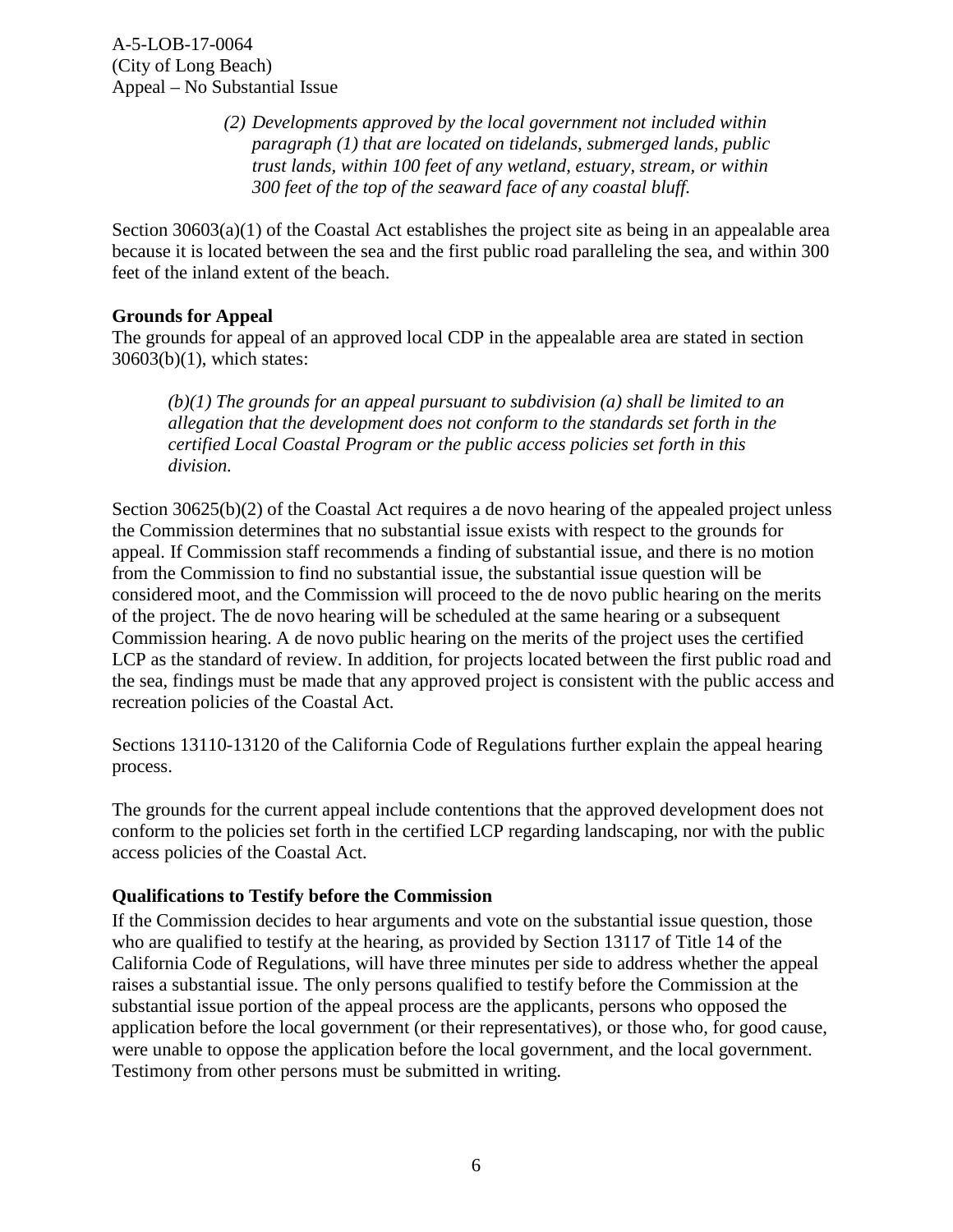> *(2) Developments approved by the local government not included within paragraph (1) that are located on tidelands, submerged lands, public trust lands, within 100 feet of any wetland, estuary, stream, or within 300 feet of the top of the seaward face of any coastal bluff.*

Section 30603(a)(1) of the Coastal Act establishes the project site as being in an appealable area because it is located between the sea and the first public road paralleling the sea, and within 300 feet of the inland extent of the beach.

**Grounds for Appeal**

The grounds for appeal of an approved local CDP in the appealable area are stated in section 30603(b)(1), which states:

> *(b)(1) The grounds for an appeal pursuant to subdivision (a) shall be limited to an allegation that the development does not conform to the standards set forth in the certified Local Coastal Program or the public access policies set forth in this division.*

Section 30625(b)(2) of the Coastal Act requires a de novo hearing of the appealed project unless the Commission determines that no substantial issue exists with respect to the grounds for appeal. If Commission staff recommends a finding of substantial issue, and there is no motion from the Commission to find no substantial issue, the substantial issue question will be considered moot, and the Commission will proceed to the de novo public hearing on the merits of the project. The de novo hearing will be scheduled at the same hearing or a subsequent Commission hearing. A de novo public hearing on the merits of the project uses the certified LCP as the standard of review. In addition, for projects located between the first public road and the sea, findings must be made that any approved project is consistent with the public access and recreation policies of the Coastal Act.

Sections 13110-13120 of the California Code of Regulations further explain the appeal hearing process.

The grounds for the current appeal include contentions that the approved development does not conform to the policies set forth in the certified LCP regarding landscaping, nor with the public access policies of the Coastal Act.

**Qualifications to Testify before the Commission**

If the Commission decides to hear arguments and vote on the substantial issue question, those who are qualified to testify at the hearing, as provided by Section 13117 of Title 14 of the California Code of Regulations, will have three minutes per side to address whether the appeal raises a substantial issue. The only persons qualified to testify before the Commission at the substantial issue portion of the appeal process are the applicants, persons who opposed the application before the local government (or their representatives), or those who, for good cause, were unable to oppose the application before the local government, and the local government. Testimony from other persons must be submitted in writing.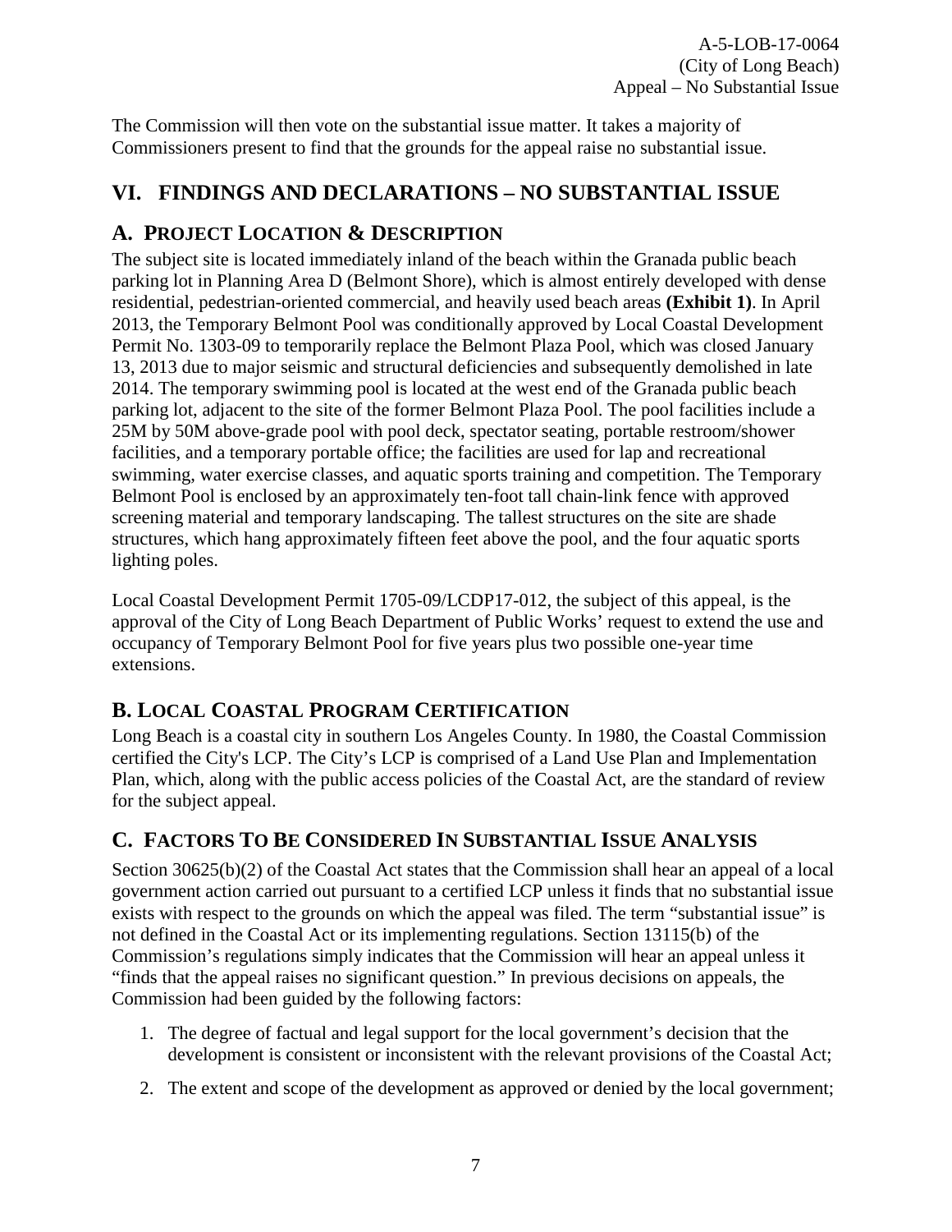The Commission will then vote on the substantial issue matter. It takes a majority of Commissioners present to find that the grounds for the appeal raise no substantial issue.

## VI. FINDINGS AND DECLARATIONS – NO SUBSTANTIAL ISSUE

### A. PROJECT LOCATION & DESCRIPTION

The subject site is located immediately inland of the beach within the Granada public beach parking lot in Planning Area D (Belmont Shore), which is almost entirely developed with dense residential, pedestrian-oriented commercial, and heavily used beach areas **(Exhibit 1)**. In April 2013, the Temporary Belmont Pool was conditionally approved by Local Coastal Development Permit No. 1303-09 to temporarily replace the Belmont Plaza Pool, which was closed January 13, 2013 due to major seismic and structural deficiencies and subsequently demolished in late 2014. The temporary swimming pool is located at the west end of the Granada public beach parking lot, adjacent to the site of the former Belmont Plaza Pool. The pool facilities include a 25M by 50M above-grade pool with pool deck, spectator seating, portable restroom/shower facilities, and a temporary portable office; the facilities are used for lap and recreational swimming, water exercise classes, and aquatic sports training and competition. The Temporary Belmont Pool is enclosed by an approximately ten-foot tall chain-link fence with approved screening material and temporary landscaping. The tallest structures on the site are shade structures, which hang approximately fifteen feet above the pool, and the four aquatic sports lighting poles.

Local Coastal Development Permit 1705-09/LCDP17-012, the subject of this appeal, is the approval of the City of Long Beach Department of Public Works' request to extend the use and occupancy of Temporary Belmont Pool for five years plus two possible one-year time extensions.

### B. LOCAL COASTAL PROGRAM CERTIFICATION

Long Beach is a coastal city in southern Los Angeles County. In 1980, the Coastal Commission certified the City's LCP. The City's LCP is comprised of a Land Use Plan and Implementation Plan, which, along with the public access policies of the Coastal Act, are the standard of review for the subject appeal.

### C. FACTORS TO BE CONSIDERED IN SUBSTANTIAL ISSUE ANALYSIS

Section 30625(b)(2) of the Coastal Act states that the Commission shall hear an appeal of a local government action carried out pursuant to a certified LCP unless it finds that no substantial issue exists with respect to the grounds on which the appeal was filed. The term "substantial issue" is not defined in the Coastal Act or its implementing regulations. Section 13115(b) of the Commission's regulations simply indicates that the Commission will hear an appeal unless it "finds that the appeal raises no significant question." In previous decisions on appeals, the Commission had been guided by the following factors:

1. The degree of factual and legal support for the local government's decision that the development is consistent or inconsistent with the relevant provisions of the Coastal Act;
2. The extent and scope of the development as approved or denied by the local government;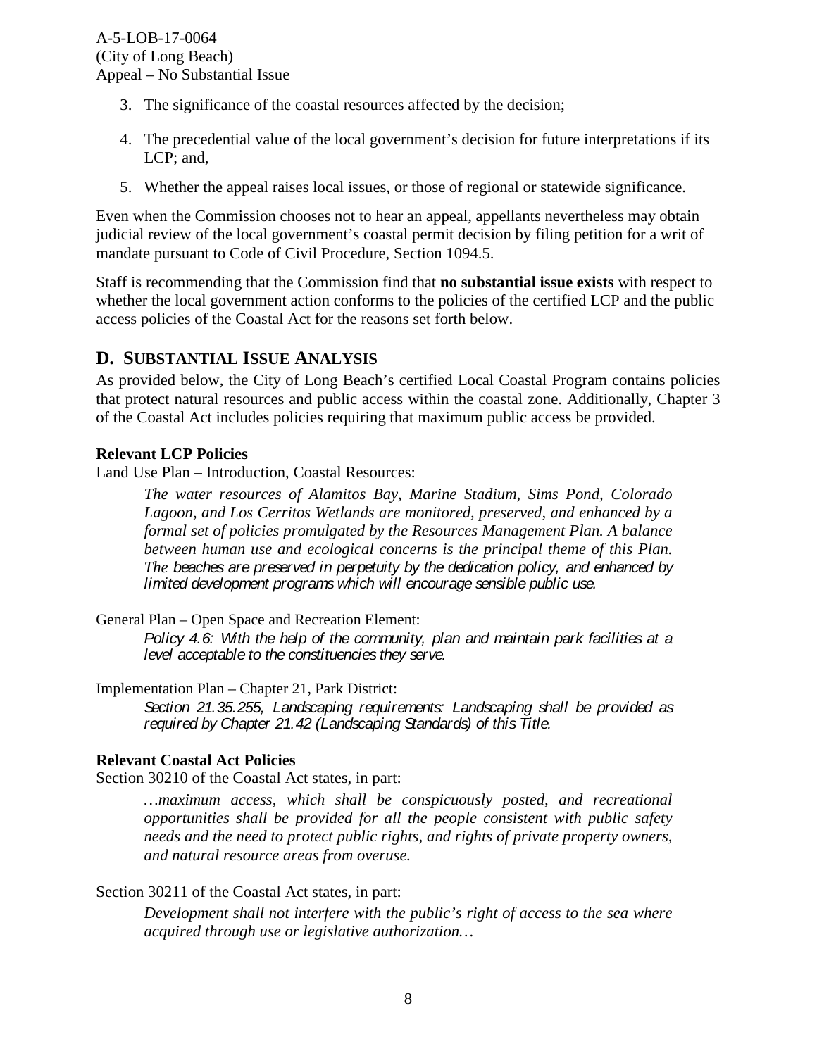3. The significance of the coastal resources affected by the decision;

4. The precedential value of the local government's decision for future interpretations if its LCP; and,

5. Whether the appeal raises local issues, or those of regional or statewide significance.

Even when the Commission chooses not to hear an appeal, appellants nevertheless may obtain judicial review of the local government's coastal permit decision by filing petition for a writ of mandate pursuant to Code of Civil Procedure, Section 1094.5.

Staff is recommending that the Commission find that **no substantial issue exists** with respect to whether the local government action conforms to the policies of the certified LCP and the public access policies of the Coastal Act for the reasons set forth below.

## D. SUBSTANTIAL ISSUE ANALYSIS

As provided below, the City of Long Beach's certified Local Coastal Program contains policies that protect natural resources and public access within the coastal zone. Additionally, Chapter 3 of the Coastal Act includes policies requiring that maximum public access be provided.

**Relevant LCP Policies**

Land Use Plan – Introduction, Coastal Resources:

> *The water resources of Alamitos Bay, Marine Stadium, Sims Pond, Colorado Lagoon, and Los Cerritos Wetlands are monitored, preserved, and enhanced by a formal set of policies promulgated by the Resources Management Plan. A balance between human use and ecological concerns is the principal theme of this Plan. The beaches are preserved in perpetuity by the dedication policy, and enhanced by limited development programs which will encourage sensible public use.*

General Plan – Open Space and Recreation Element:

> *Policy 4.6: With the help of the community, plan and maintain park facilities at a level acceptable to the constituencies they serve.*

Implementation Plan – Chapter 21, Park District:

> *Section 21.35.255, Landscaping requirements: Landscaping shall be provided as required by Chapter 21.42 (Landscaping Standards) of this Title.*

**Relevant Coastal Act Policies**

Section 30210 of the Coastal Act states, in part:

> *…maximum access, which shall be conspicuously posted, and recreational opportunities shall be provided for all the people consistent with public safety needs and the need to protect public rights, and rights of private property owners, and natural resource areas from overuse.*

Section 30211 of the Coastal Act states, in part:

> *Development shall not interfere with the public's right of access to the sea where acquired through use or legislative authorization…*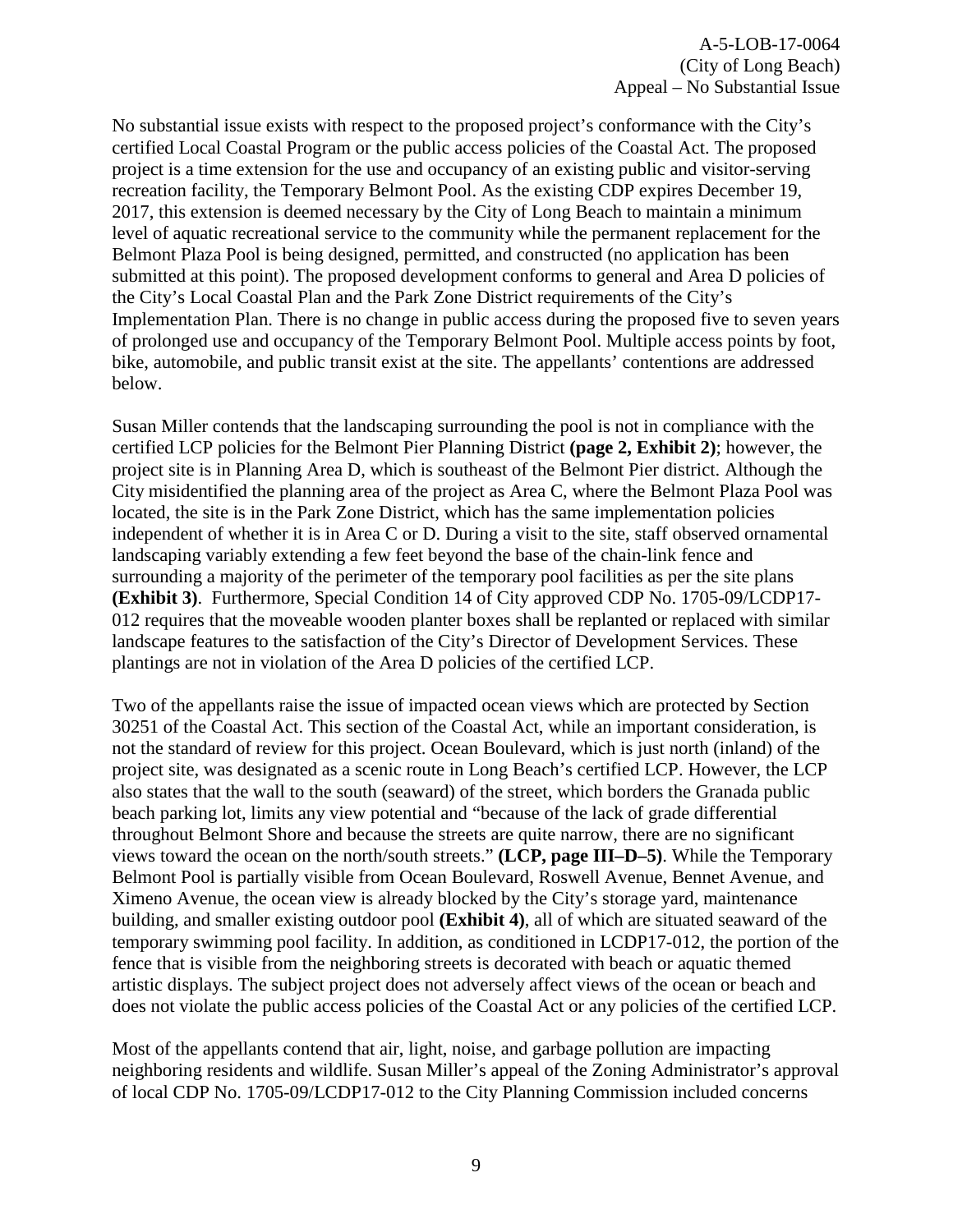No substantial issue exists with respect to the proposed project's conformance with the City's certified Local Coastal Program or the public access policies of the Coastal Act. The proposed project is a time extension for the use and occupancy of an existing public and visitor-serving recreation facility, the Temporary Belmont Pool. As the existing CDP expires December 19, 2017, this extension is deemed necessary by the City of Long Beach to maintain a minimum level of aquatic recreational service to the community while the permanent replacement for the Belmont Plaza Pool is being designed, permitted, and constructed (no application has been submitted at this point). The proposed development conforms to general and Area D policies of the City's Local Coastal Plan and the Park Zone District requirements of the City's Implementation Plan. There is no change in public access during the proposed five to seven years of prolonged use and occupancy of the Temporary Belmont Pool. Multiple access points by foot, bike, automobile, and public transit exist at the site. The appellants' contentions are addressed below.

Susan Miller contends that the landscaping surrounding the pool is not in compliance with the certified LCP policies for the Belmont Pier Planning District **(page 2, Exhibit 2)**; however, the project site is in Planning Area D, which is southeast of the Belmont Pier district. Although the City misidentified the planning area of the project as Area C, where the Belmont Plaza Pool was located, the site is in the Park Zone District, which has the same implementation policies independent of whether it is in Area C or D. During a visit to the site, staff observed ornamental landscaping variably extending a few feet beyond the base of the chain-link fence and surrounding a majority of the perimeter of the temporary pool facilities as per the site plans **(Exhibit 3)**. Furthermore, Special Condition 14 of City approved CDP No. 1705-09/LCDP17-012 requires that the moveable wooden planter boxes shall be replanted or replaced with similar landscape features to the satisfaction of the City's Director of Development Services. These plantings are not in violation of the Area D policies of the certified LCP.

Two of the appellants raise the issue of impacted ocean views which are protected by Section 30251 of the Coastal Act. This section of the Coastal Act, while an important consideration, is not the standard of review for this project. Ocean Boulevard, which is just north (inland) of the project site, was designated as a scenic route in Long Beach's certified LCP. However, the LCP also states that the wall to the south (seaward) of the street, which borders the Granada public beach parking lot, limits any view potential and "because of the lack of grade differential throughout Belmont Shore and because the streets are quite narrow, there are no significant views toward the ocean on the north/south streets." **(LCP, page III–D–5)**. While the Temporary Belmont Pool is partially visible from Ocean Boulevard, Roswell Avenue, Bennet Avenue, and Ximeno Avenue, the ocean view is already blocked by the City's storage yard, maintenance building, and smaller existing outdoor pool **(Exhibit 4)**, all of which are situated seaward of the temporary swimming pool facility. In addition, as conditioned in LCDP17-012, the portion of the fence that is visible from the neighboring streets is decorated with beach or aquatic themed artistic displays. The subject project does not adversely affect views of the ocean or beach and does not violate the public access policies of the Coastal Act or any policies of the certified LCP.

Most of the appellants contend that air, light, noise, and garbage pollution are impacting neighboring residents and wildlife. Susan Miller's appeal of the Zoning Administrator's approval of local CDP No. 1705-09/LCDP17-012 to the City Planning Commission included concerns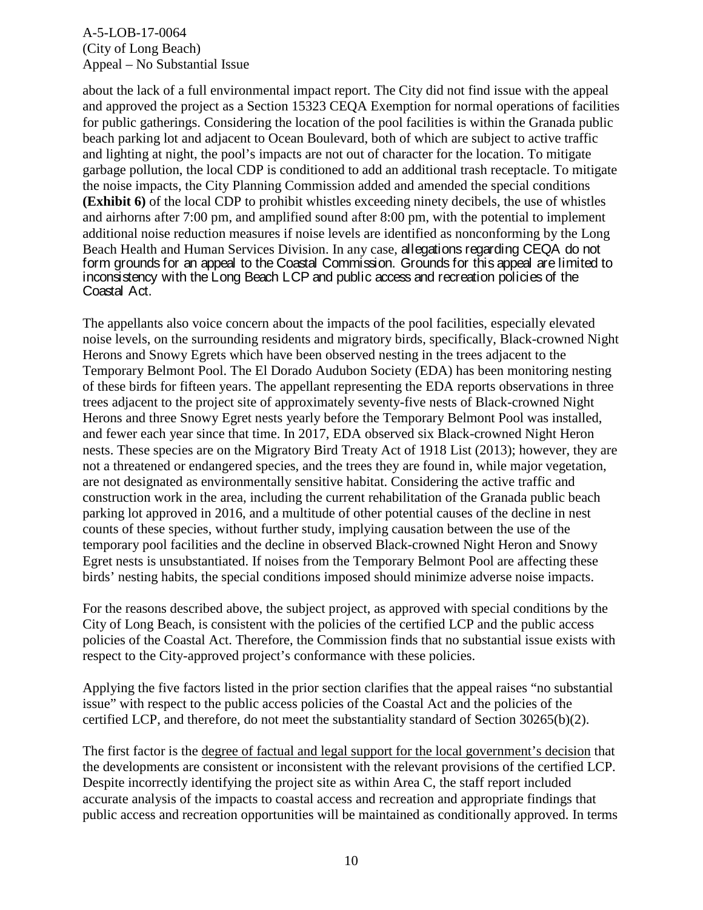about the lack of a full environmental impact report. The City did not find issue with the appeal and approved the project as a Section 15323 CEQA Exemption for normal operations of facilities for public gatherings. Considering the location of the pool facilities is within the Granada public beach parking lot and adjacent to Ocean Boulevard, both of which are subject to active traffic and lighting at night, the pool's impacts are not out of character for the location. To mitigate garbage pollution, the local CDP is conditioned to add an additional trash receptacle. To mitigate the noise impacts, the City Planning Commission added and amended the special conditions **(Exhibit 6)** of the local CDP to prohibit whistles exceeding ninety decibels, the use of whistles and airhorns after 7:00 pm, and amplified sound after 8:00 pm, with the potential to implement additional noise reduction measures if noise levels are identified as nonconforming by the Long Beach Health and Human Services Division. In any case, allegations regarding CEQA do not form grounds for an appeal to the Coastal Commission. Grounds for this appeal are limited to inconsistency with the Long Beach LCP and public access and recreation policies of the Coastal Act.

The appellants also voice concern about the impacts of the pool facilities, especially elevated noise levels, on the surrounding residents and migratory birds, specifically, Black-crowned Night Herons and Snowy Egrets which have been observed nesting in the trees adjacent to the Temporary Belmont Pool. The El Dorado Audubon Society (EDA) has been monitoring nesting of these birds for fifteen years. The appellant representing the EDA reports observations in three trees adjacent to the project site of approximately seventy-five nests of Black-crowned Night Herons and three Snowy Egret nests yearly before the Temporary Belmont Pool was installed, and fewer each year since that time. In 2017, EDA observed six Black-crowned Night Heron nests. These species are on the Migratory Bird Treaty Act of 1918 List (2013); however, they are not a threatened or endangered species, and the trees they are found in, while major vegetation, are not designated as environmentally sensitive habitat. Considering the active traffic and construction work in the area, including the current rehabilitation of the Granada public beach parking lot approved in 2016, and a multitude of other potential causes of the decline in nest counts of these species, without further study, implying causation between the use of the temporary pool facilities and the decline in observed Black-crowned Night Heron and Snowy Egret nests is unsubstantiated. If noises from the Temporary Belmont Pool are affecting these birds' nesting habits, the special conditions imposed should minimize adverse noise impacts.

For the reasons described above, the subject project, as approved with special conditions by the City of Long Beach, is consistent with the policies of the certified LCP and the public access policies of the Coastal Act. Therefore, the Commission finds that no substantial issue exists with respect to the City-approved project's conformance with these policies.

Applying the five factors listed in the prior section clarifies that the appeal raises "no substantial issue" with respect to the public access policies of the Coastal Act and the policies of the certified LCP, and therefore, do not meet the substantiality standard of Section 30265(b)(2).

The first factor is the degree of factual and legal support for the local government's decision that the developments are consistent or inconsistent with the relevant provisions of the certified LCP. Despite incorrectly identifying the project site as within Area C, the staff report included accurate analysis of the impacts to coastal access and recreation and appropriate findings that public access and recreation opportunities will be maintained as conditionally approved. In terms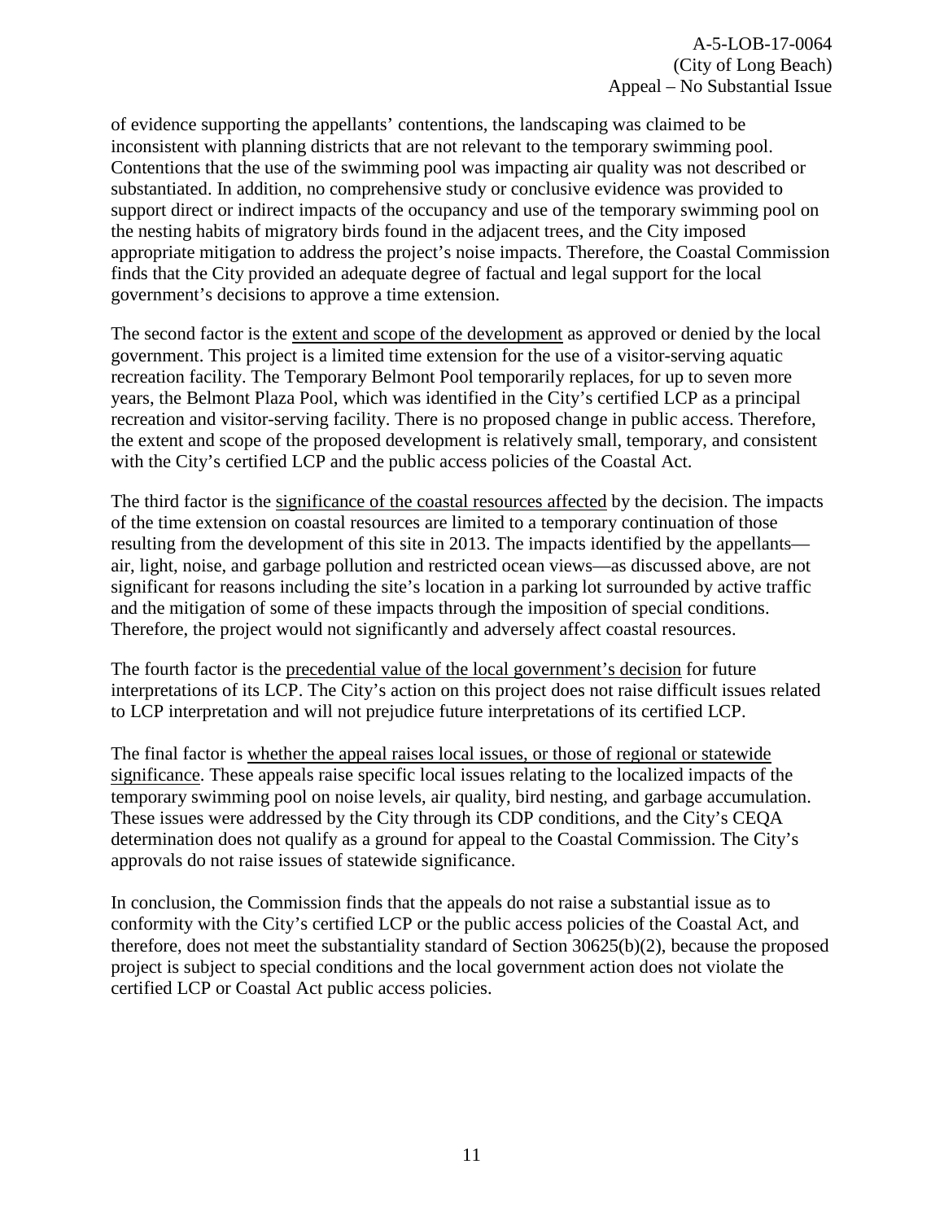of evidence supporting the appellants' contentions, the landscaping was claimed to be inconsistent with planning districts that are not relevant to the temporary swimming pool. Contentions that the use of the swimming pool was impacting air quality was not described or substantiated. In addition, no comprehensive study or conclusive evidence was provided to support direct or indirect impacts of the occupancy and use of the temporary swimming pool on the nesting habits of migratory birds found in the adjacent trees, and the City imposed appropriate mitigation to address the project's noise impacts. Therefore, the Coastal Commission finds that the City provided an adequate degree of factual and legal support for the local government's decisions to approve a time extension.

The second factor is the <u>extent and scope of the development</u> as approved or denied by the local government. This project is a limited time extension for the use of a visitor-serving aquatic recreation facility. The Temporary Belmont Pool temporarily replaces, for up to seven more years, the Belmont Plaza Pool, which was identified in the City's certified LCP as a principal recreation and visitor-serving facility. There is no proposed change in public access. Therefore, the extent and scope of the proposed development is relatively small, temporary, and consistent with the City's certified LCP and the public access policies of the Coastal Act.

The third factor is the <u>significance of the coastal resources affected</u> by the decision. The impacts of the time extension on coastal resources are limited to a temporary continuation of those resulting from the development of this site in 2013. The impacts identified by the appellants—air, light, noise, and garbage pollution and restricted ocean views—as discussed above, are not significant for reasons including the site's location in a parking lot surrounded by active traffic and the mitigation of some of these impacts through the imposition of special conditions. Therefore, the project would not significantly and adversely affect coastal resources.

The fourth factor is the <u>precedential value of the local government's decision</u> for future interpretations of its LCP. The City's action on this project does not raise difficult issues related to LCP interpretation and will not prejudice future interpretations of its certified LCP.

The final factor is <u>whether the appeal raises local issues, or those of regional or statewide significance</u>. These appeals raise specific local issues relating to the localized impacts of the temporary swimming pool on noise levels, air quality, bird nesting, and garbage accumulation. These issues were addressed by the City through its CDP conditions, and the City's CEQA determination does not qualify as a ground for appeal to the Coastal Commission. The City's approvals do not raise issues of statewide significance.

In conclusion, the Commission finds that the appeals do not raise a substantial issue as to conformity with the City's certified LCP or the public access policies of the Coastal Act, and therefore, does not meet the substantiality standard of Section 30625(b)(2), because the proposed project is subject to special conditions and the local government action does not violate the certified LCP or Coastal Act public access policies.